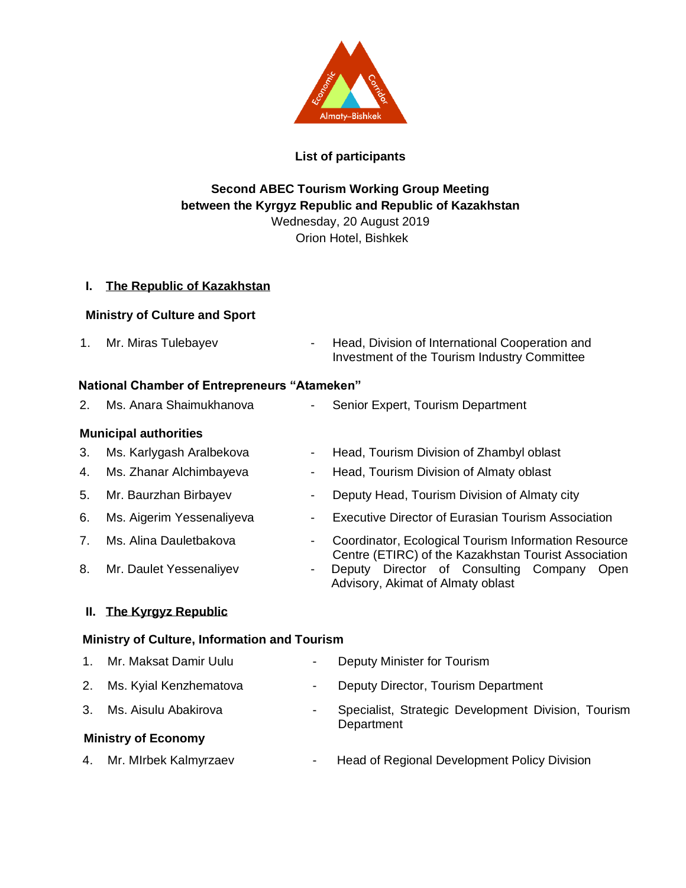**List of participants**

**Second ABEC Tourism Working Group Meeting**
**between the Kyrgyz Republic and Republic of Kazakhstan**
Wednesday, 20 August 2019
Orion Hotel, Bishkek

## I. The Republic of Kazakhstan

### Ministry of Culture and Sport

1. Mr. Miras Tulebayev - Head, Division of International Cooperation and Investment of the Tourism Industry Committee

### National Chamber of Entrepreneurs "Atameken"

2. Ms. Anara Shaimukhanova - Senior Expert, Tourism Department

### Municipal authorities

3. Ms. Karlygash Aralbekova - Head, Tourism Division of Zhambyl oblast
4. Ms. Zhanar Alchimbayeva - Head, Tourism Division of Almaty oblast
5. Mr. Baurzhan Birbayev - Deputy Head, Tourism Division of Almaty city
6. Ms. Aigerim Yessenaliyeva - Executive Director of Eurasian Tourism Association
7. Ms. Alina Dauletbakova - Coordinator, Ecological Tourism Information Resource Centre (ETIRC) of the Kazakhstan Tourist Association
8. Mr. Daulet Yessenaliyev - Deputy Director of Consulting Company Open Advisory, Akimat of Almaty oblast

## II. The Kyrgyz Republic

### Ministry of Culture, Information and Tourism

1. Mr. Maksat Damir Uulu - Deputy Minister for Tourism
2. Ms. Kyial Kenzhematova - Deputy Director, Tourism Department
3. Ms. Aisulu Abakirova - Specialist, Strategic Development Division, Tourism Department

### Ministry of Economy

4. Mr. MIrbek Kalmyrzaev - Head of Regional Development Policy Division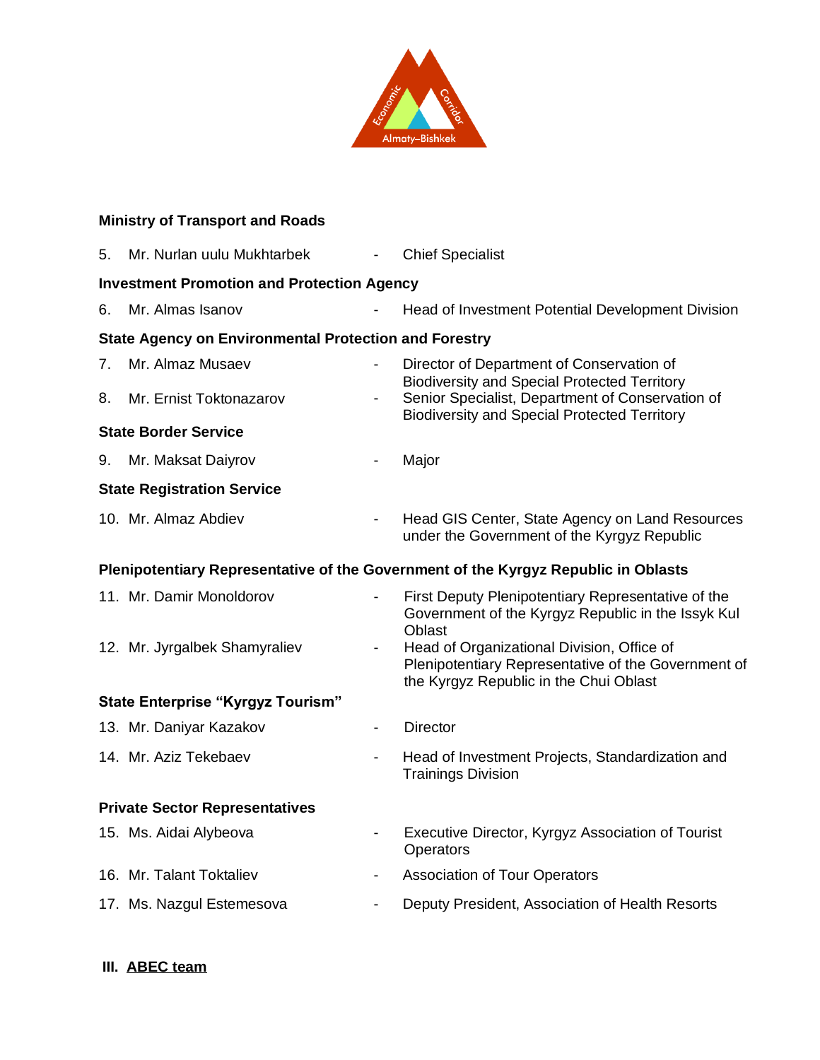**Ministry of Transport and Roads**

5. Mr. Nurlan uulu Mukhtarbek - Chief Specialist

**Investment Promotion and Protection Agency**

6. Mr. Almas Isanov - Head of Investment Potential Development Division

**State Agency on Environmental Protection and Forestry**

7. Mr. Almaz Musaev - Director of Department of Conservation of Biodiversity and Special Protected Territory
8. Mr. Ernist Toktonazarov - Senior Specialist, Department of Conservation of Biodiversity and Special Protected Territory

**State Border Service**

9. Mr. Maksat Daiyrov - Major

**State Registration Service**

10. Mr. Almaz Abdiev - Head GIS Center, State Agency on Land Resources under the Government of the Kyrgyz Republic

**Plenipotentiary Representative of the Government of the Kyrgyz Republic in Oblasts**

11. Mr. Damir Monoldorov - First Deputy Plenipotentiary Representative of the Government of the Kyrgyz Republic in the Issyk Kul Oblast
12. Mr. Jyrgalbek Shamyraliev - Head of Organizational Division, Office of Plenipotentiary Representative of the Government of the Kyrgyz Republic in the Chui Oblast

**State Enterprise "Kyrgyz Tourism"**

13. Mr. Daniyar Kazakov - Director
14. Mr. Aziz Tekebaev - Head of Investment Projects, Standardization and Trainings Division

**Private Sector Representatives**

15. Ms. Aidai Alybeova - Executive Director, Kyrgyz Association of Tourist Operators
16. Mr. Talant Toktaliev - Association of Tour Operators
17. Ms. Nazgul Estemesova - Deputy President, Association of Health Resorts

## III. ABEC team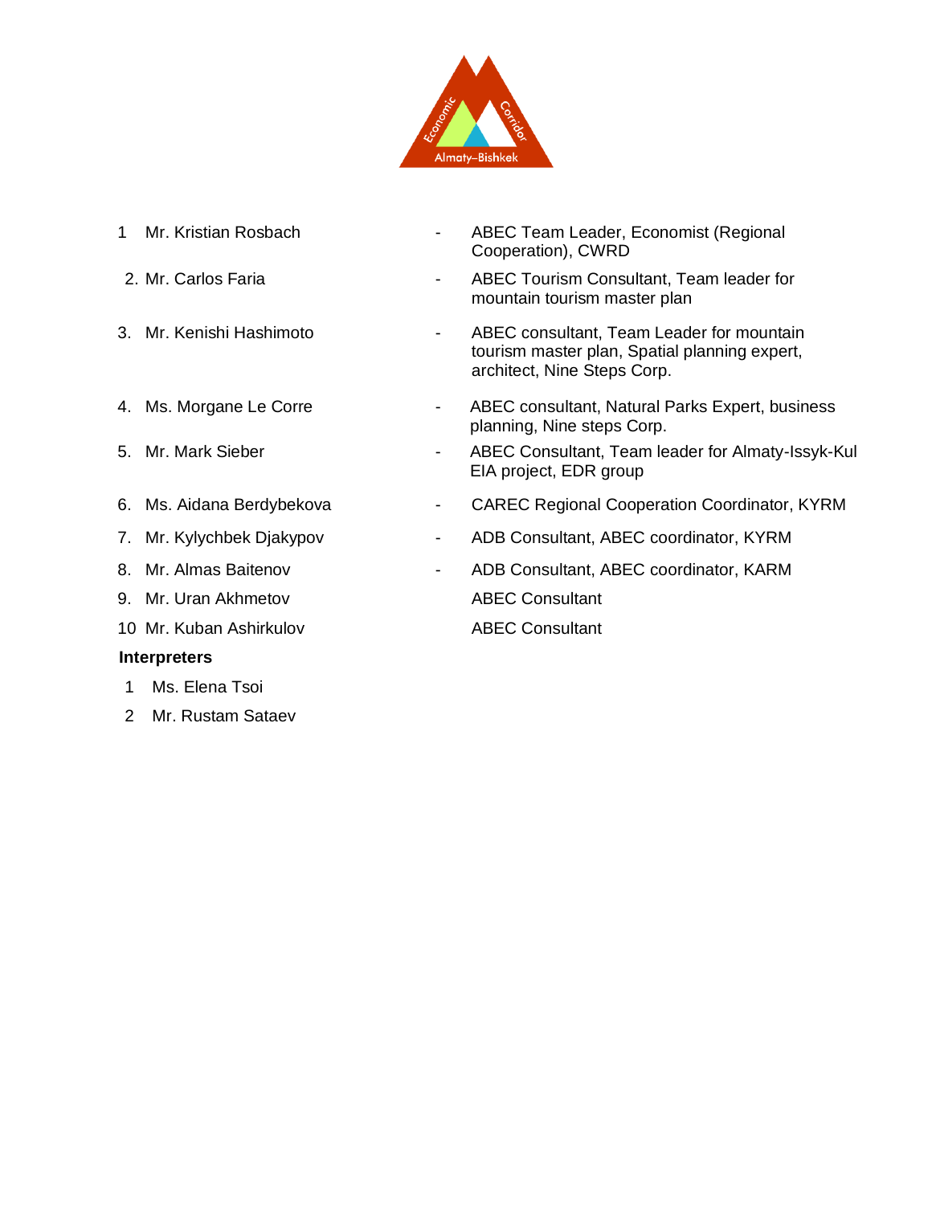| | | | |
|---|---|---|---|
| 1 | Mr. Kristian Rosbach | - | ABEC Team Leader, Economist (Regional Cooperation), CWRD |
| 2. | Mr. Carlos Faria | - | ABEC Tourism Consultant, Team leader for mountain tourism master plan |
| 3. | Mr. Kenishi Hashimoto | - | ABEC consultant, Team Leader for mountain tourism master plan, Spatial planning expert, architect, Nine Steps Corp. |
| 4. | Ms. Morgane Le Corre | - | ABEC consultant, Natural Parks Expert, business planning, Nine steps Corp. |
| 5. | Mr. Mark Sieber | - | ABEC Consultant, Team leader for Almaty-Issyk-Kul EIA project, EDR group |
| 6. | Ms. Aidana Berdybekova | - | CAREC Regional Cooperation Coordinator, KYRM |
| 7. | Mr. Kylychbek Djakypov | - | ADB Consultant, ABEC coordinator, KYRM |
| 8. | Mr. Almas Baitenov | - | ADB Consultant, ABEC coordinator, KARM |
| 9. | Mr. Uran Akhmetov | | ABEC Consultant |
| 10 | Mr. Kuban Ashirkulov | | ABEC Consultant |

**Interpreters**

1 Ms. Elena Tsoi

2 Mr. Rustam Sataev